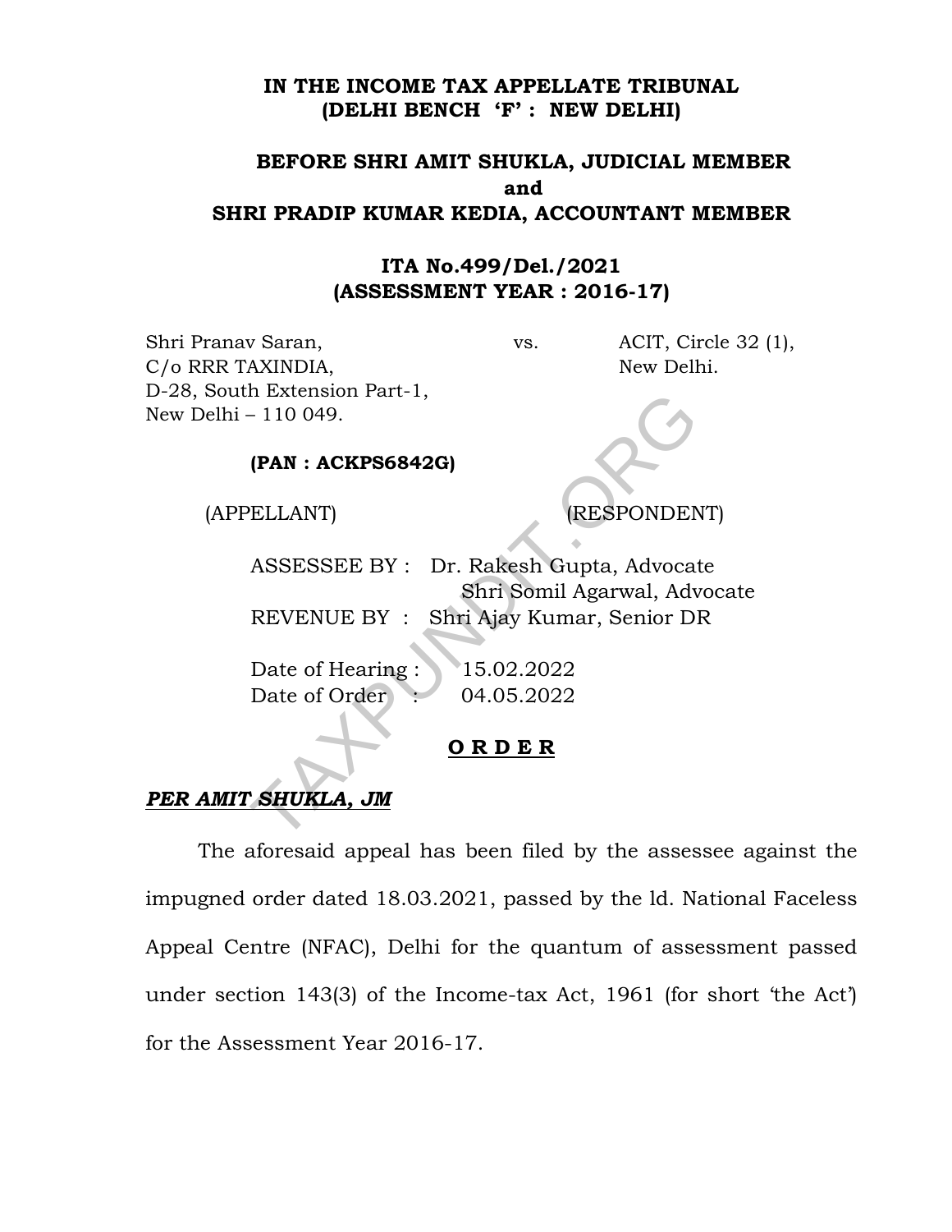**IN THE INCOME TAX APPELLATE TRIBUNAL**
**(DELHI BENCH 'F' : NEW DELHI)**

**BEFORE SHRI AMIT SHUKLA, JUDICIAL MEMBER**
**and**
**SHRI PRADIP KUMAR KEDIA, ACCOUNTANT MEMBER**

**ITA No.499/Del./2021**
**(ASSESSMENT YEAR : 2016-17)**

| | | |
|---|---|---|
| Shri Pranav Saran,<br>C/o RRR TAXINDIA,<br>D-28, South Extension Part-1,<br>New Delhi – 110 049. | vs. | ACIT, Circle 32 (1),<br>New Delhi. |
| **(PAN : ACKPS6842G)** | | |
| (APPELLANT) | | (RESPONDENT) |

ASSESSEE BY : Dr. Rakesh Gupta, Advocate
Shri Somil Agarwal, Advocate
REVENUE BY : Shri Ajay Kumar, Senior DR

Date of Hearing : 15.02.2022
Date of Order : 04.05.2022

**O R D E R**

***PER AMIT SHUKLA, JM***

The aforesaid appeal has been filed by the assessee against the impugned order dated 18.03.2021, passed by the ld. National Faceless Appeal Centre (NFAC), Delhi for the quantum of assessment passed under section 143(3) of the Income-tax Act, 1961 (for short 'the Act') for the Assessment Year 2016-17.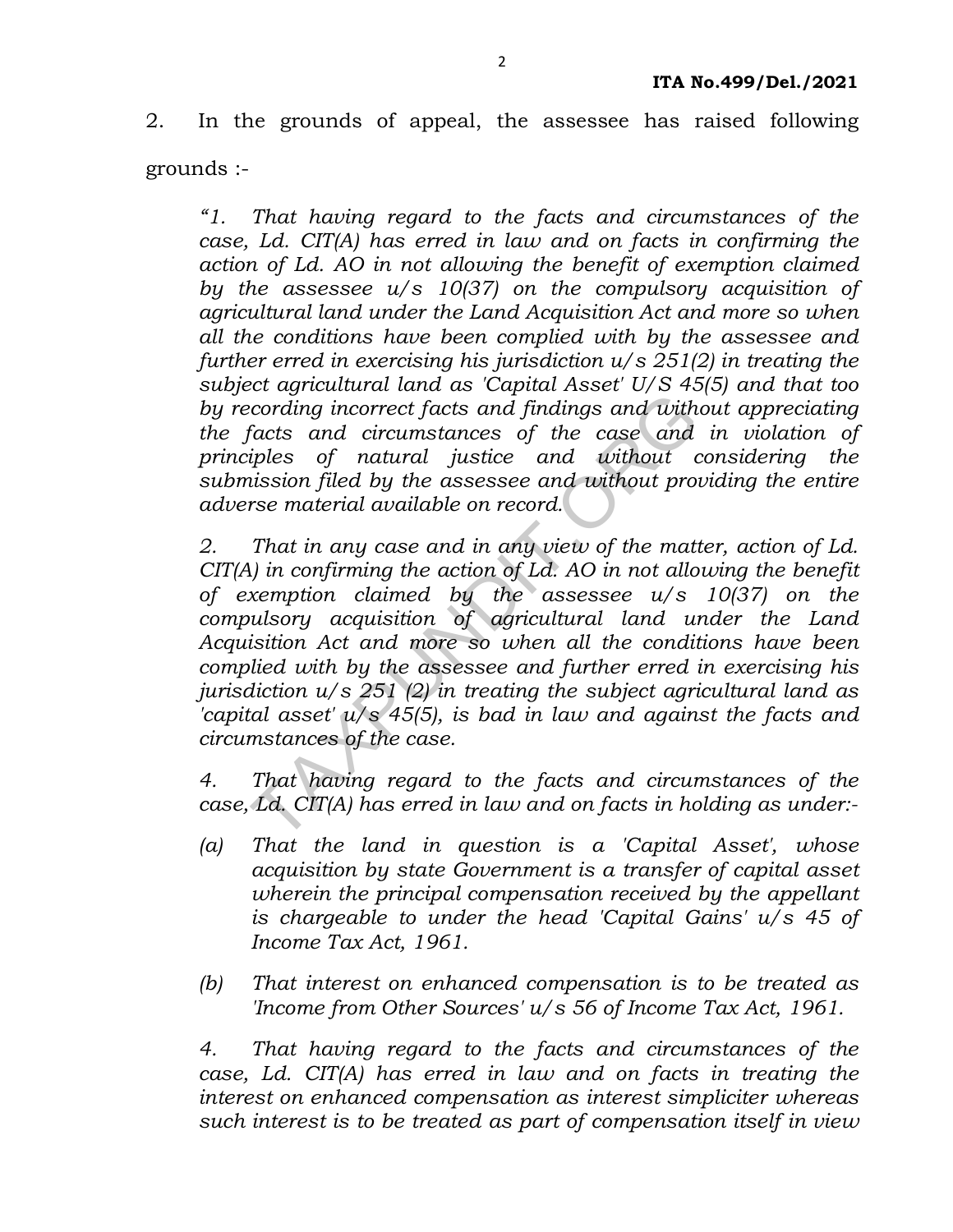2. In the grounds of appeal, the assessee has raised following grounds :-

> *"1. That having regard to the facts and circumstances of the case, Ld. CIT(A) has erred in law and on facts in confirming the action of Ld. AO in not allowing the benefit of exemption claimed by the assessee u/s 10(37) on the compulsory acquisition of agricultural land under the Land Acquisition Act and more so when all the conditions have been complied with by the assessee and further erred in exercising his jurisdiction u/s 251(2) in treating the subject agricultural land as 'Capital Asset' U/S 45(5) and that too by recording incorrect facts and findings and without appreciating the facts and circumstances of the case and in violation of principles of natural justice and without considering the submission filed by the assessee and without providing the entire adverse material available on record.*
>
> *2. That in any case and in any view of the matter, action of Ld. CIT(A) in confirming the action of Ld. AO in not allowing the benefit of exemption claimed by the assessee u/s 10(37) on the compulsory acquisition of agricultural land under the Land Acquisition Act and more so when all the conditions have been complied with by the assessee and further erred in exercising his jurisdiction u/s 251 (2) in treating the subject agricultural land as 'capital asset' u/s 45(5), is bad in law and against the facts and circumstances of the case.*
>
> *4. That having regard to the facts and circumstances of the case, Ld. CIT(A) has erred in law and on facts in holding as under:-*
>
> *(a) That the land in question is a 'Capital Asset', whose acquisition by state Government is a transfer of capital asset wherein the principal compensation received by the appellant is chargeable to under the head 'Capital Gains' u/s 45 of Income Tax Act, 1961.*
>
> *(b) That interest on enhanced compensation is to be treated as 'Income from Other Sources' u/s 56 of Income Tax Act, 1961.*
>
> *4. That having regard to the facts and circumstances of the case, Ld. CIT(A) has erred in law and on facts in treating the interest on enhanced compensation as interest simpliciter whereas such interest is to be treated as part of compensation itself in view*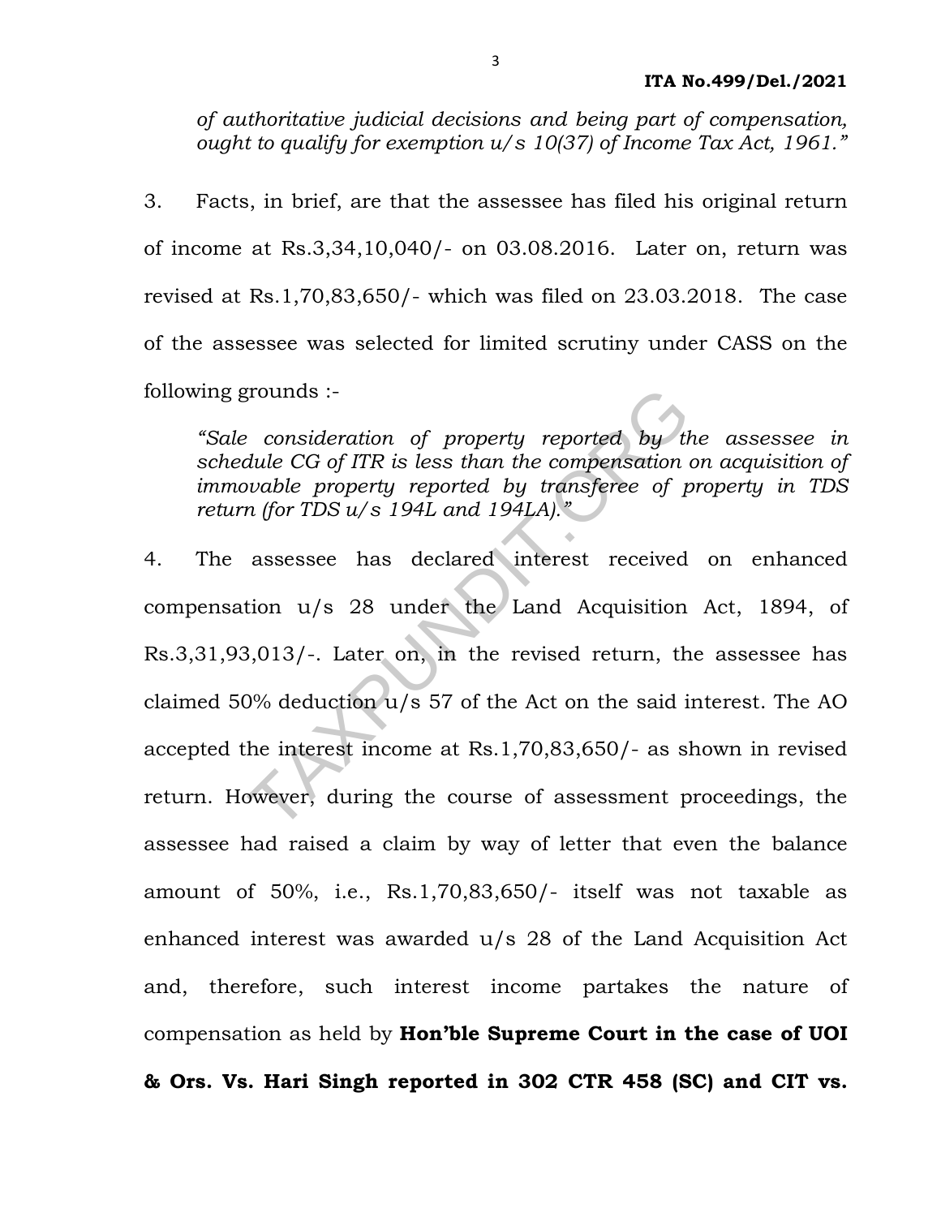*of authoritative judicial decisions and being part of compensation, ought to qualify for exemption u/s 10(37) of Income Tax Act, 1961."*

3. Facts, in brief, are that the assessee has filed his original return of income at Rs.3,34,10,040/- on 03.08.2016. Later on, return was revised at Rs.1,70,83,650/- which was filed on 23.03.2018. The case of the assessee was selected for limited scrutiny under CASS on the following grounds :-

> *"Sale consideration of property reported by the assessee in schedule CG of ITR is less than the compensation on acquisition of immovable property reported by transferee of property in TDS return (for TDS u/s 194L and 194LA)."*

4. The assessee has declared interest received on enhanced compensation u/s 28 under the Land Acquisition Act, 1894, of Rs.3,31,93,013/-. Later on, in the revised return, the assessee has claimed 50% deduction u/s 57 of the Act on the said interest. The AO accepted the interest income at Rs.1,70,83,650/- as shown in revised return. However, during the course of assessment proceedings, the assessee had raised a claim by way of letter that even the balance amount of 50%, i.e., Rs.1,70,83,650/- itself was not taxable as enhanced interest was awarded u/s 28 of the Land Acquisition Act and, therefore, such interest income partakes the nature of compensation as held by **Hon'ble Supreme Court in the case of UOI & Ors. Vs. Hari Singh reported in 302 CTR 458 (SC) and CIT vs.**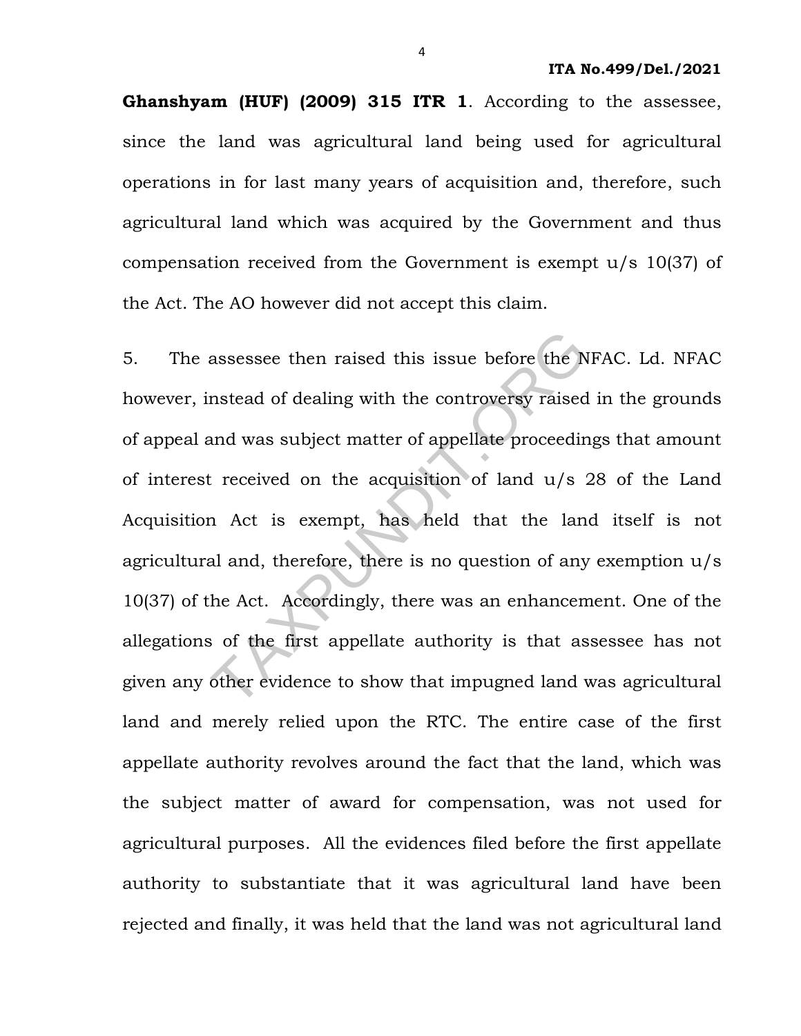**Ghanshyam (HUF) (2009) 315 ITR 1**. According to the assessee, since the land was agricultural land being used for agricultural operations in for last many years of acquisition and, therefore, such agricultural land which was acquired by the Government and thus compensation received from the Government is exempt u/s 10(37) of the Act. The AO however did not accept this claim.

5. The assessee then raised this issue before the NFAC. Ld. NFAC however, instead of dealing with the controversy raised in the grounds of appeal and was subject matter of appellate proceedings that amount of interest received on the acquisition of land u/s 28 of the Land Acquisition Act is exempt, has held that the land itself is not agricultural and, therefore, there is no question of any exemption u/s 10(37) of the Act. Accordingly, there was an enhancement. One of the allegations of the first appellate authority is that assessee has not given any other evidence to show that impugned land was agricultural land and merely relied upon the RTC. The entire case of the first appellate authority revolves around the fact that the land, which was the subject matter of award for compensation, was not used for agricultural purposes. All the evidences filed before the first appellate authority to substantiate that it was agricultural land have been rejected and finally, it was held that the land was not agricultural land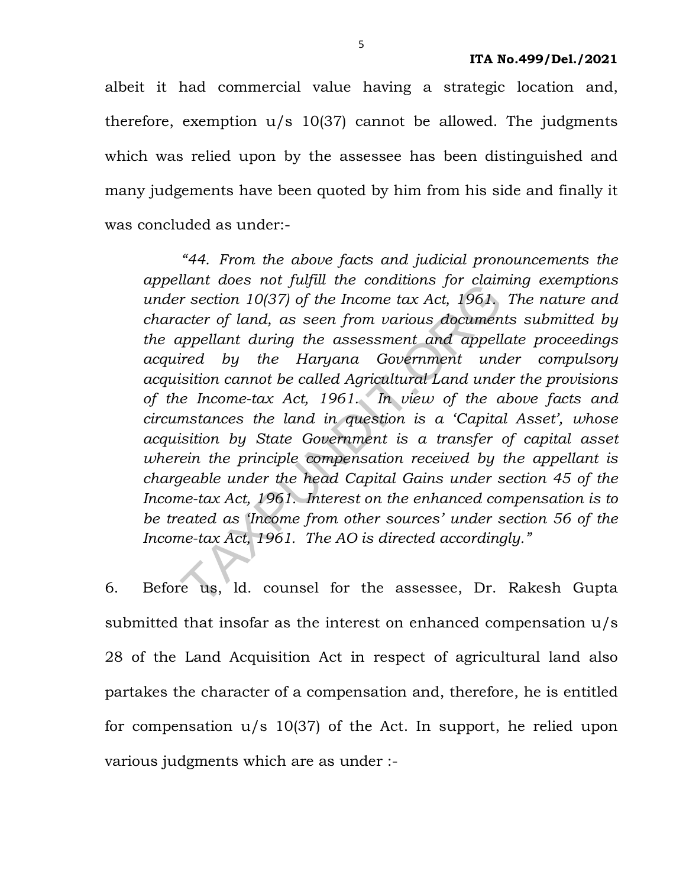albeit it had commercial value having a strategic location and, therefore, exemption u/s 10(37) cannot be allowed. The judgments which was relied upon by the assessee has been distinguished and many judgements have been quoted by him from his side and finally it was concluded as under:-

> *"44. From the above facts and judicial pronouncements the appellant does not fulfill the conditions for claiming exemptions under section 10(37) of the Income tax Act, 1961. The nature and character of land, as seen from various documents submitted by the appellant during the assessment and appellate proceedings acquired by the Haryana Government under compulsory acquisition cannot be called Agricultural Land under the provisions of the Income-tax Act, 1961. In view of the above facts and circumstances the land in question is a 'Capital Asset', whose acquisition by State Government is a transfer of capital asset wherein the principle compensation received by the appellant is chargeable under the head Capital Gains under section 45 of the Income-tax Act, 1961. Interest on the enhanced compensation is to be treated as 'Income from other sources' under section 56 of the Income-tax Act, 1961. The AO is directed accordingly."*

6. Before us, ld. counsel for the assessee, Dr. Rakesh Gupta submitted that insofar as the interest on enhanced compensation u/s 28 of the Land Acquisition Act in respect of agricultural land also partakes the character of a compensation and, therefore, he is entitled for compensation u/s 10(37) of the Act. In support, he relied upon various judgments which are as under :-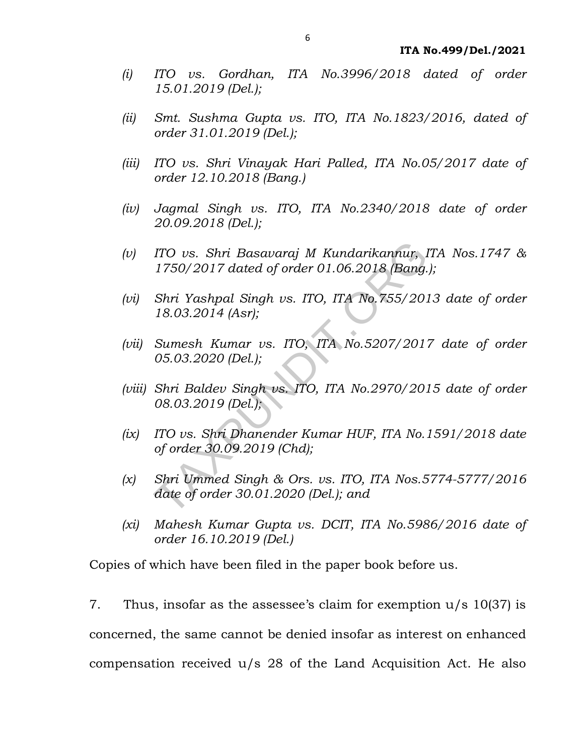*(i) ITO vs. Gordhan, ITA No.3996/2018 dated of order 15.01.2019 (Del.);*

*(ii) Smt. Sushma Gupta vs. ITO, ITA No.1823/2016, dated of order 31.01.2019 (Del.);*

*(iii) ITO vs. Shri Vinayak Hari Palled, ITA No.05/2017 date of order 12.10.2018 (Bang.)*

*(iv) Jagmal Singh vs. ITO, ITA No.2340/2018 date of order 20.09.2018 (Del.);*

*(v) ITO vs. Shri Basavaraj M Kundarikannur, ITA Nos.1747 & 1750/2017 dated of order 01.06.2018 (Bang.);*

*(vi) Shri Yashpal Singh vs. ITO, ITA No.755/2013 date of order 18.03.2014 (Asr);*

*(vii) Sumesh Kumar vs. ITO, ITA No.5207/2017 date of order 05.03.2020 (Del.);*

*(viii) Shri Baldev Singh vs. ITO, ITA No.2970/2015 date of order 08.03.2019 (Del.);*

*(ix) ITO vs. Shri Dhanender Kumar HUF, ITA No.1591/2018 date of order 30.09.2019 (Chd);*

*(x) Shri Ummed Singh & Ors. vs. ITO, ITA Nos.5774-5777/2016 date of order 30.01.2020 (Del.); and*

*(xi) Mahesh Kumar Gupta vs. DCIT, ITA No.5986/2016 date of order 16.10.2019 (Del.)*

Copies of which have been filed in the paper book before us.

7. Thus, insofar as the assessee's claim for exemption u/s 10(37) is concerned, the same cannot be denied insofar as interest on enhanced compensation received u/s 28 of the Land Acquisition Act. He also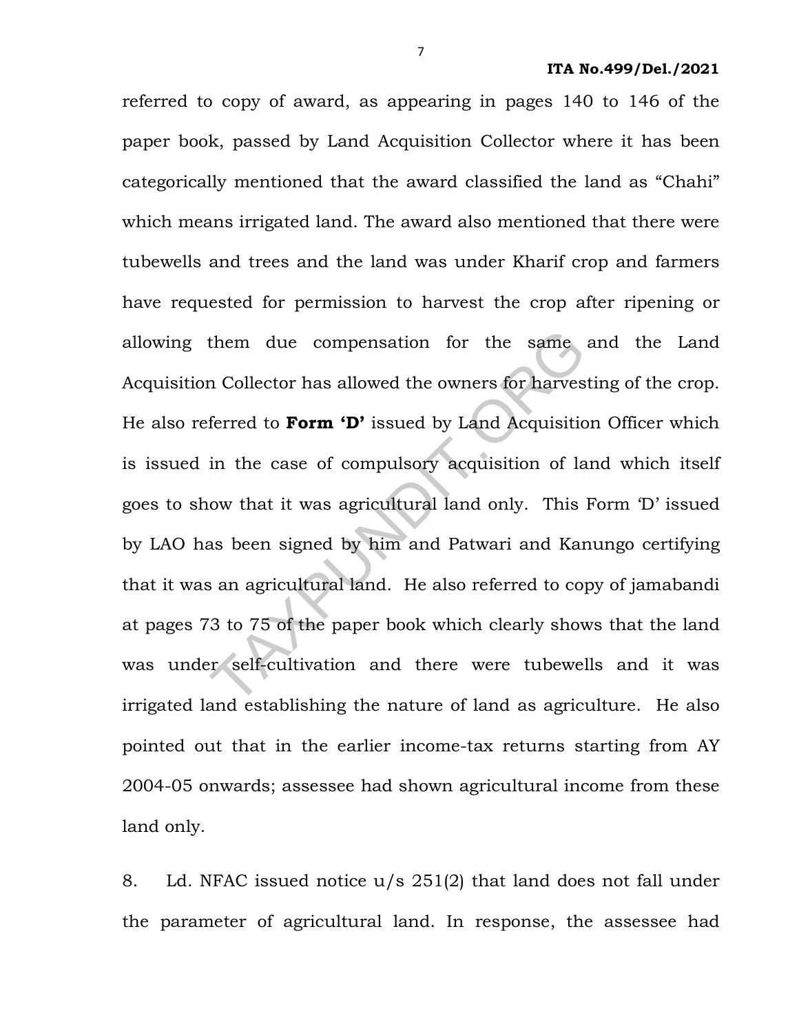referred to copy of award, as appearing in pages 140 to 146 of the paper book, passed by Land Acquisition Collector where it has been categorically mentioned that the award classified the land as "Chahi" which means irrigated land. The award also mentioned that there were tubewells and trees and the land was under Kharif crop and farmers have requested for permission to harvest the crop after ripening or allowing them due compensation for the same and the Land Acquisition Collector has allowed the owners for harvesting of the crop. He also referred to **Form 'D'** issued by Land Acquisition Officer which is issued in the case of compulsory acquisition of land which itself goes to show that it was agricultural land only. This Form 'D' issued by LAO has been signed by him and Patwari and Kanungo certifying that it was an agricultural land. He also referred to copy of jamabandi at pages 73 to 75 of the paper book which clearly shows that the land was under self-cultivation and there were tubewells and it was irrigated land establishing the nature of land as agriculture. He also pointed out that in the earlier income-tax returns starting from AY 2004-05 onwards; assessee had shown agricultural income from these land only.

8. Ld. NFAC issued notice u/s 251(2) that land does not fall under the parameter of agricultural land. In response, the assessee had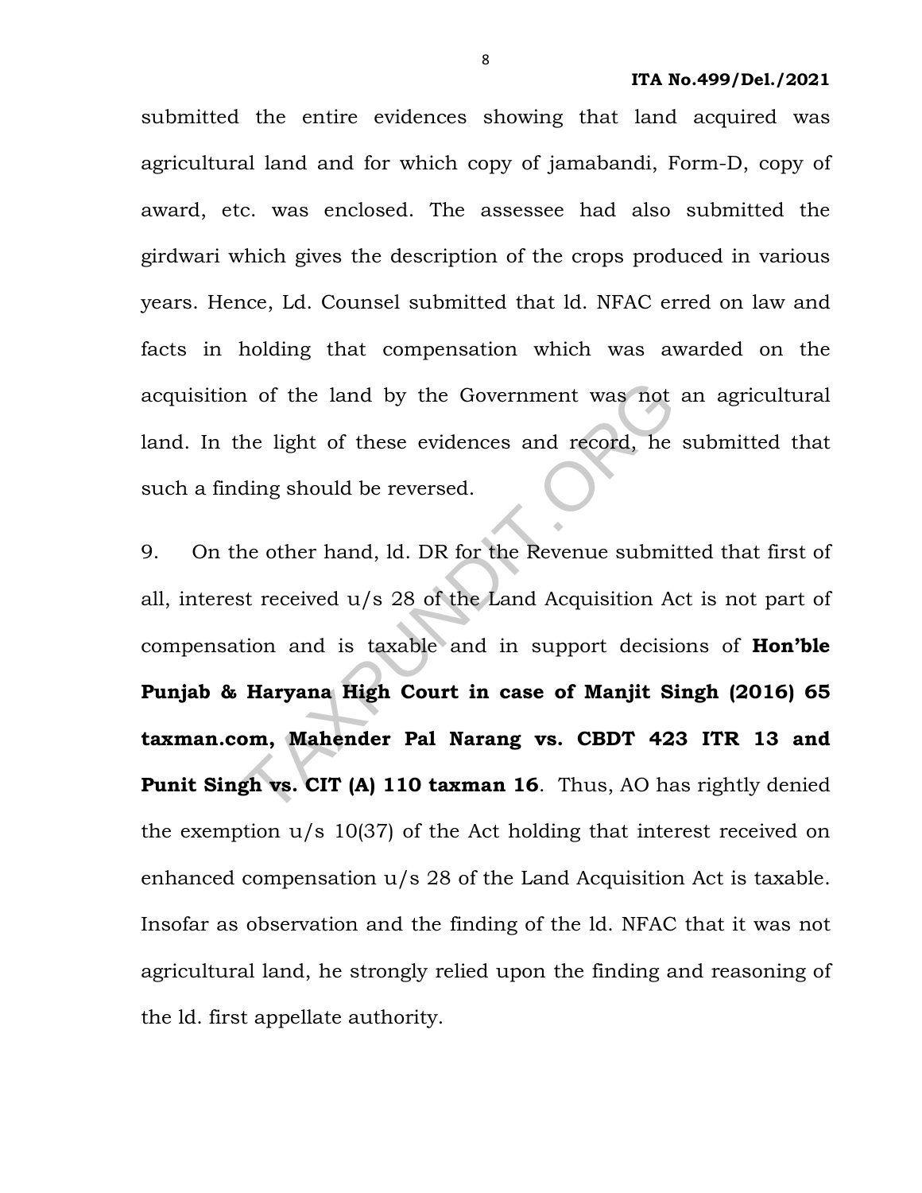submitted the entire evidences showing that land acquired was agricultural land and for which copy of jamabandi, Form-D, copy of award, etc. was enclosed. The assessee had also submitted the girdwari which gives the description of the crops produced in various years. Hence, Ld. Counsel submitted that ld. NFAC erred on law and facts in holding that compensation which was awarded on the acquisition of the land by the Government was not an agricultural land. In the light of these evidences and record, he submitted that such a finding should be reversed.

9. On the other hand, ld. DR for the Revenue submitted that first of all, interest received u/s 28 of the Land Acquisition Act is not part of compensation and is taxable and in support decisions of **Hon'ble Punjab & Haryana High Court in case of Manjit Singh (2016) 65 taxman.com, Mahender Pal Narang vs. CBDT 423 ITR 13 and Punit Singh vs. CIT (A) 110 taxman 16**. Thus, AO has rightly denied the exemption u/s 10(37) of the Act holding that interest received on enhanced compensation u/s 28 of the Land Acquisition Act is taxable. Insofar as observation and the finding of the ld. NFAC that it was not agricultural land, he strongly relied upon the finding and reasoning of the ld. first appellate authority.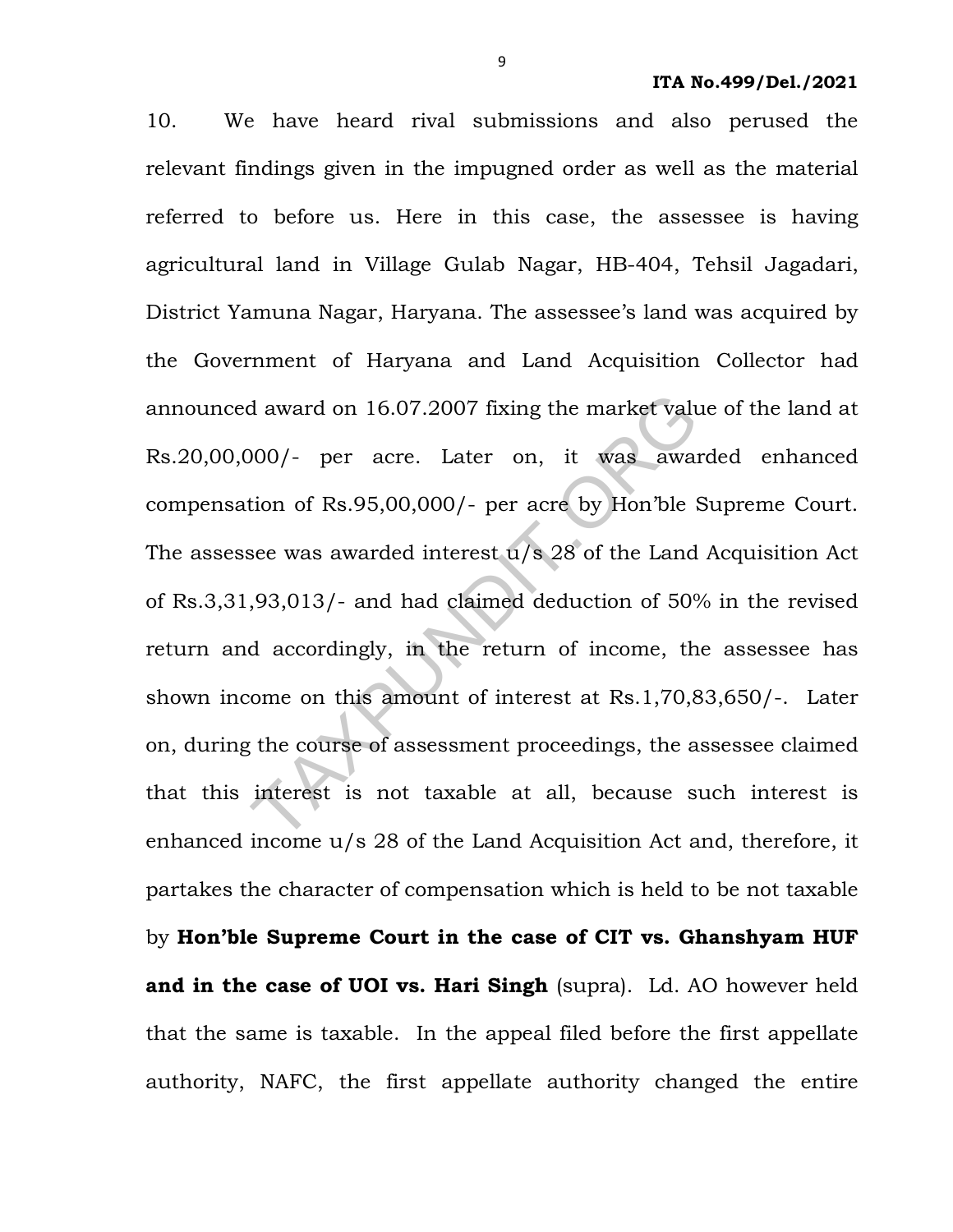10. We have heard rival submissions and also perused the relevant findings given in the impugned order as well as the material referred to before us. Here in this case, the assessee is having agricultural land in Village Gulab Nagar, HB-404, Tehsil Jagadari, District Yamuna Nagar, Haryana. The assessee's land was acquired by the Government of Haryana and Land Acquisition Collector had announced award on 16.07.2007 fixing the market value of the land at Rs.20,00,000/- per acre. Later on, it was awarded enhanced compensation of Rs.95,00,000/- per acre by Hon'ble Supreme Court. The assessee was awarded interest u/s 28 of the Land Acquisition Act of Rs.3,31,93,013/- and had claimed deduction of 50% in the revised return and accordingly, in the return of income, the assessee has shown income on this amount of interest at Rs.1,70,83,650/-. Later on, during the course of assessment proceedings, the assessee claimed that this interest is not taxable at all, because such interest is enhanced income u/s 28 of the Land Acquisition Act and, therefore, it partakes the character of compensation which is held to be not taxable by **Hon'ble Supreme Court in the case of CIT vs. Ghanshyam HUF and in the case of UOI vs. Hari Singh** (supra). Ld. AO however held that the same is taxable. In the appeal filed before the first appellate authority, NAFC, the first appellate authority changed the entire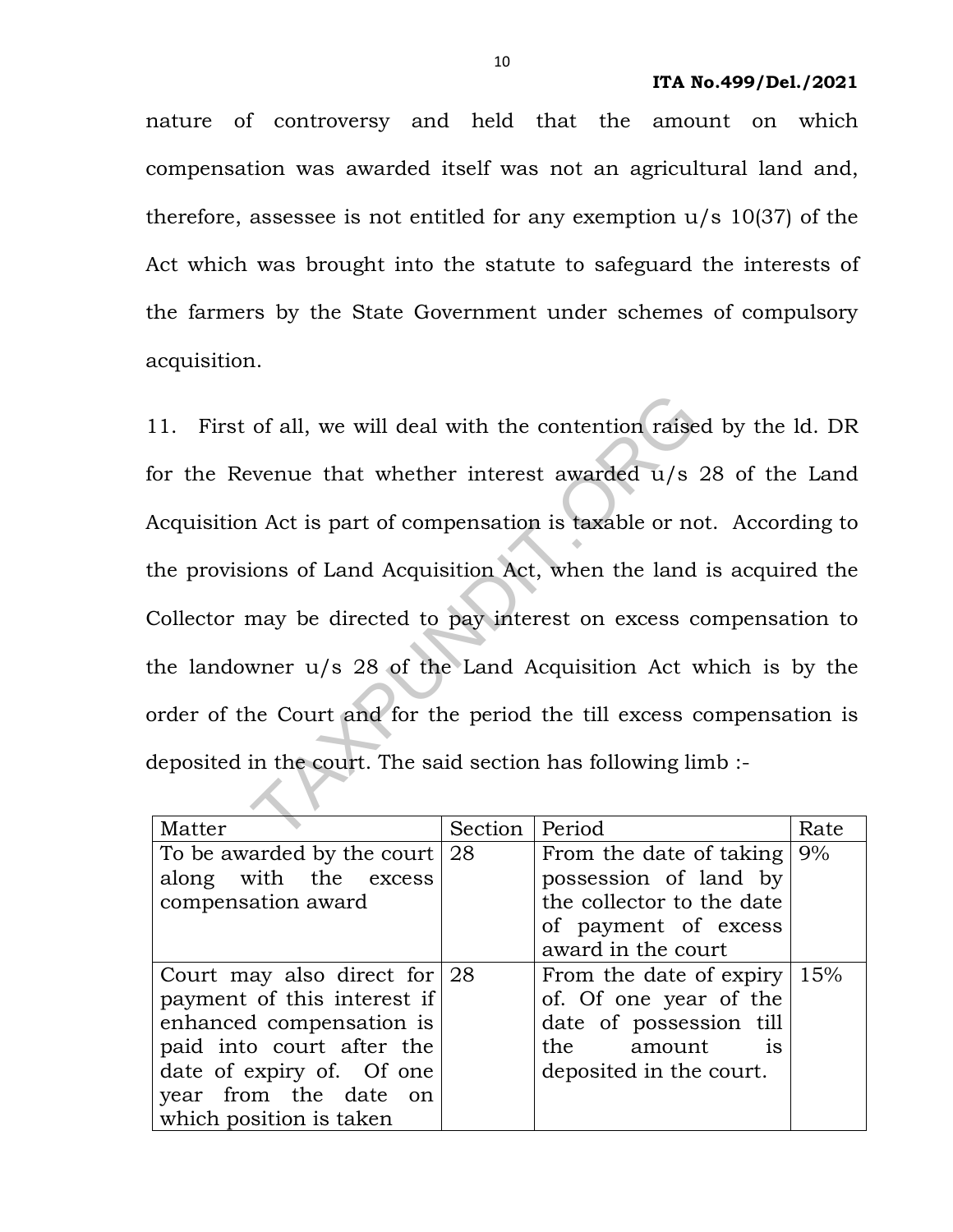nature of controversy and held that the amount on which compensation was awarded itself was not an agricultural land and, therefore, assessee is not entitled for any exemption u/s 10(37) of the Act which was brought into the statute to safeguard the interests of the farmers by the State Government under schemes of compulsory acquisition.

11. First of all, we will deal with the contention raised by the ld. DR for the Revenue that whether interest awarded u/s 28 of the Land Acquisition Act is part of compensation is taxable or not. According to the provisions of Land Acquisition Act, when the land is acquired the Collector may be directed to pay interest on excess compensation to the landowner u/s 28 of the Land Acquisition Act which is by the order of the Court and for the period the till excess compensation is deposited in the court. The said section has following limb :-

| Matter | Section | Period | Rate |
|---|---|---|---|
| To be awarded by the court along with the excess compensation award | 28 | From the date of taking possession of land by the collector to the date of payment of excess award in the court | 9% |
| Court may also direct for payment of this interest if enhanced compensation is paid into court after the date of expiry of. Of one year from the date on which position is taken | 28 | From the date of expiry of. Of one year of the date of possession till the amount is deposited in the court. | 15% |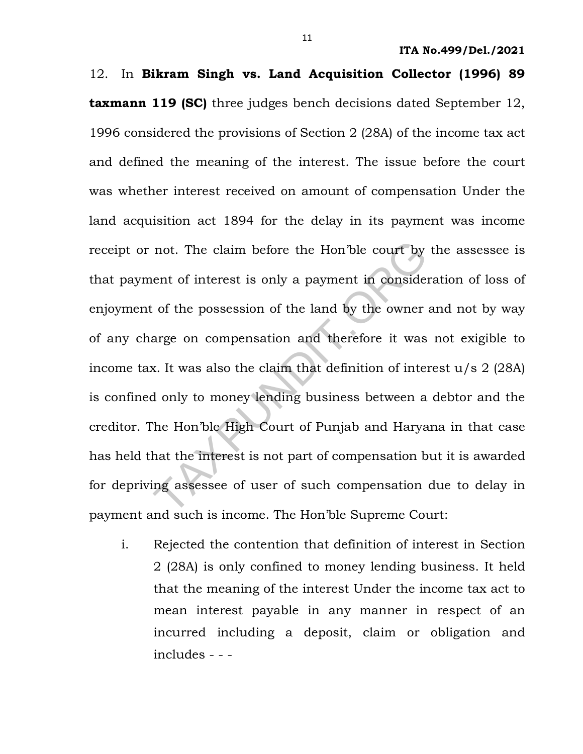12. In **Bikram Singh vs. Land Acquisition Collector (1996) 89 taxmann 119 (SC)** three judges bench decisions dated September 12, 1996 considered the provisions of Section 2 (28A) of the income tax act and defined the meaning of the interest. The issue before the court was whether interest received on amount of compensation Under the land acquisition act 1894 for the delay in its payment was income receipt or not. The claim before the Hon'ble court by the assessee is that payment of interest is only a payment in consideration of loss of enjoyment of the possession of the land by the owner and not by way of any charge on compensation and therefore it was not exigible to income tax. It was also the claim that definition of interest u/s 2 (28A) is confined only to money lending business between a debtor and the creditor. The Hon'ble High Court of Punjab and Haryana in that case has held that the interest is not part of compensation but it is awarded for depriving assessee of user of such compensation due to delay in payment and such is income. The Hon'ble Supreme Court:

i. Rejected the contention that definition of interest in Section 2 (28A) is only confined to money lending business. It held that the meaning of the interest Under the income tax act to mean interest payable in any manner in respect of an incurred including a deposit, claim or obligation and includes - - -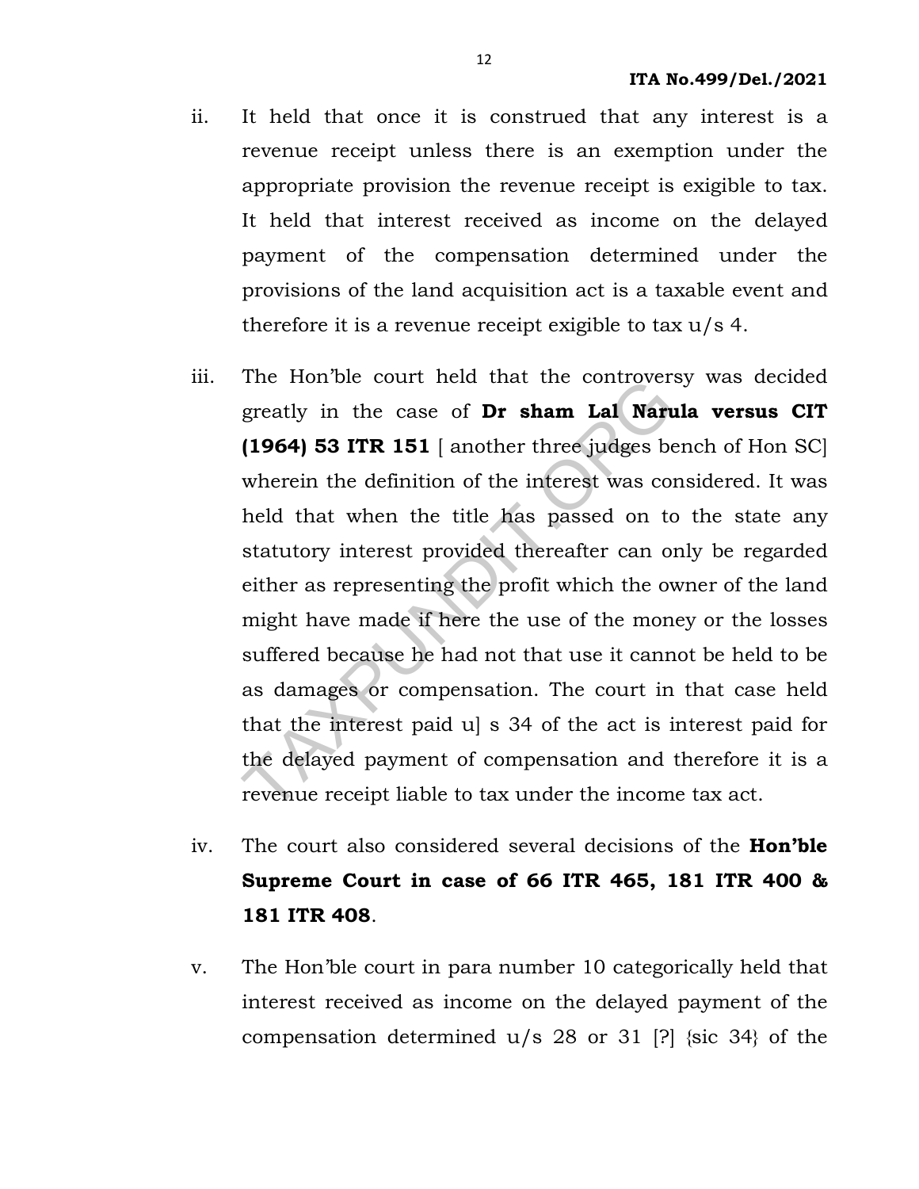ii. It held that once it is construed that any interest is a revenue receipt unless there is an exemption under the appropriate provision the revenue receipt is exigible to tax. It held that interest received as income on the delayed payment of the compensation determined under the provisions of the land acquisition act is a taxable event and therefore it is a revenue receipt exigible to tax u/s 4.

iii. The Hon'ble court held that the controversy was decided greatly in the case of **Dr sham Lal Narula versus CIT (1964) 53 ITR 151** [ another three judges bench of Hon SC] wherein the definition of the interest was considered. It was held that when the title has passed on to the state any statutory interest provided thereafter can only be regarded either as representing the profit which the owner of the land might have made if here the use of the money or the losses suffered because he had not that use it cannot be held to be as damages or compensation. The court in that case held that the interest paid u] s 34 of the act is interest paid for the delayed payment of compensation and therefore it is a revenue receipt liable to tax under the income tax act.

iv. The court also considered several decisions of the **Hon'ble Supreme Court in case of 66 ITR 465, 181 ITR 400 & 181 ITR 408**.

v. The Hon'ble court in para number 10 categorically held that interest received as income on the delayed payment of the compensation determined u/s 28 or 31 [?] {sic 34} of the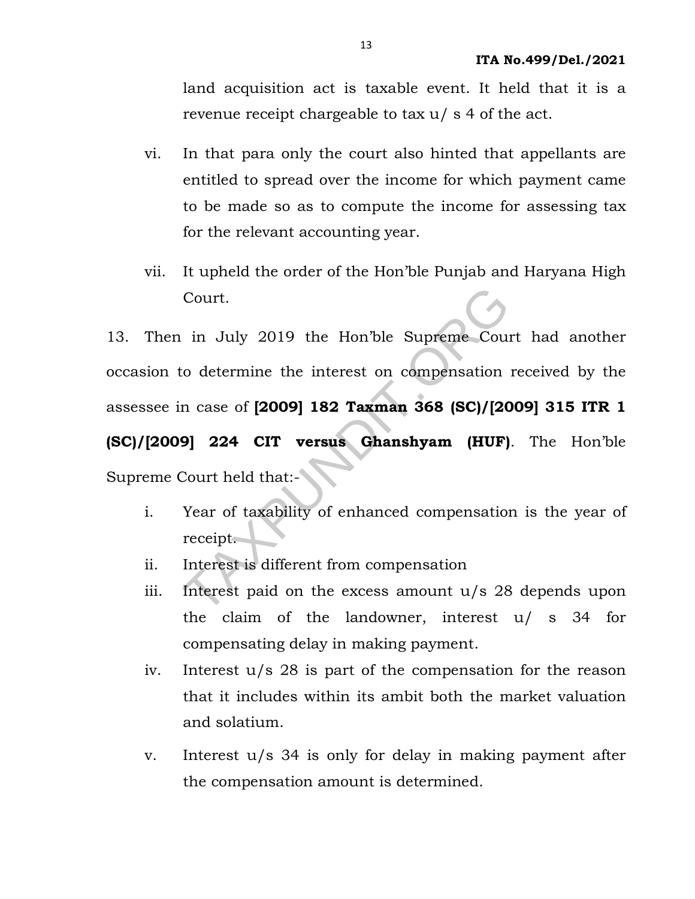land acquisition act is taxable event. It held that it is a revenue receipt chargeable to tax u/ s 4 of the act.

vi. In that para only the court also hinted that appellants are entitled to spread over the income for which payment came to be made so as to compute the income for assessing tax for the relevant accounting year.

vii. It upheld the order of the Hon'ble Punjab and Haryana High Court.

13. Then in July 2019 the Hon'ble Supreme Court had another occasion to determine the interest on compensation received by the assessee in case of **[2009] 182 Taxman 368 (SC)/[2009] 315 ITR 1 (SC)/[2009] 224 CIT versus Ghanshyam (HUF)**. The Hon'ble Supreme Court held that:-

i. Year of taxability of enhanced compensation is the year of receipt.

ii. Interest is different from compensation

iii. Interest paid on the excess amount u/s 28 depends upon the claim of the landowner, interest u/ s 34 for compensating delay in making payment.

iv. Interest u/s 28 is part of the compensation for the reason that it includes within its ambit both the market valuation and solatium.

v. Interest u/s 34 is only for delay in making payment after the compensation amount is determined.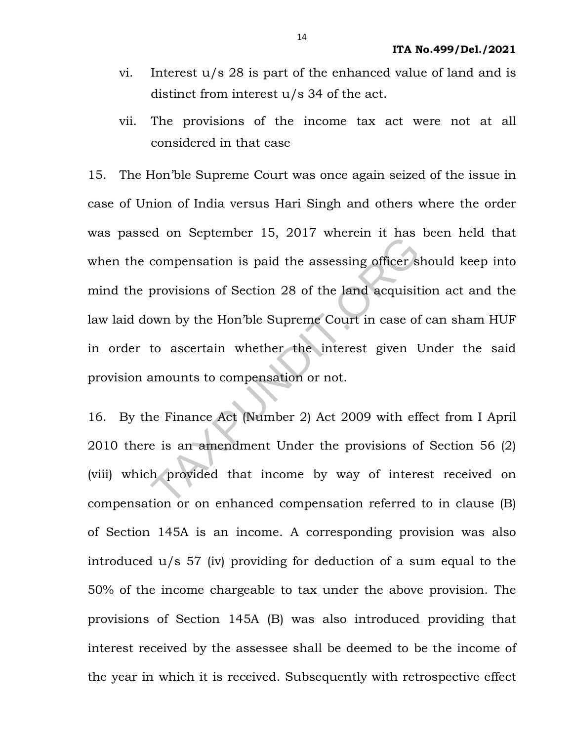vi. Interest u/s 28 is part of the enhanced value of land and is distinct from interest u/s 34 of the act.

vii. The provisions of the income tax act were not at all considered in that case

15. The Hon'ble Supreme Court was once again seized of the issue in case of Union of India versus Hari Singh and others where the order was passed on September 15, 2017 wherein it has been held that when the compensation is paid the assessing officer should keep into mind the provisions of Section 28 of the land acquisition act and the law laid down by the Hon'ble Supreme Court in case of can sham HUF in order to ascertain whether the interest given Under the said provision amounts to compensation or not.

16. By the Finance Act (Number 2) Act 2009 with effect from I April 2010 there is an amendment Under the provisions of Section 56 (2) (viii) which provided that income by way of interest received on compensation or on enhanced compensation referred to in clause (B) of Section 145A is an income. A corresponding provision was also introduced u/s 57 (iv) providing for deduction of a sum equal to the 50% of the income chargeable to tax under the above provision. The provisions of Section 145A (B) was also introduced providing that interest received by the assessee shall be deemed to be the income of the year in which it is received. Subsequently with retrospective effect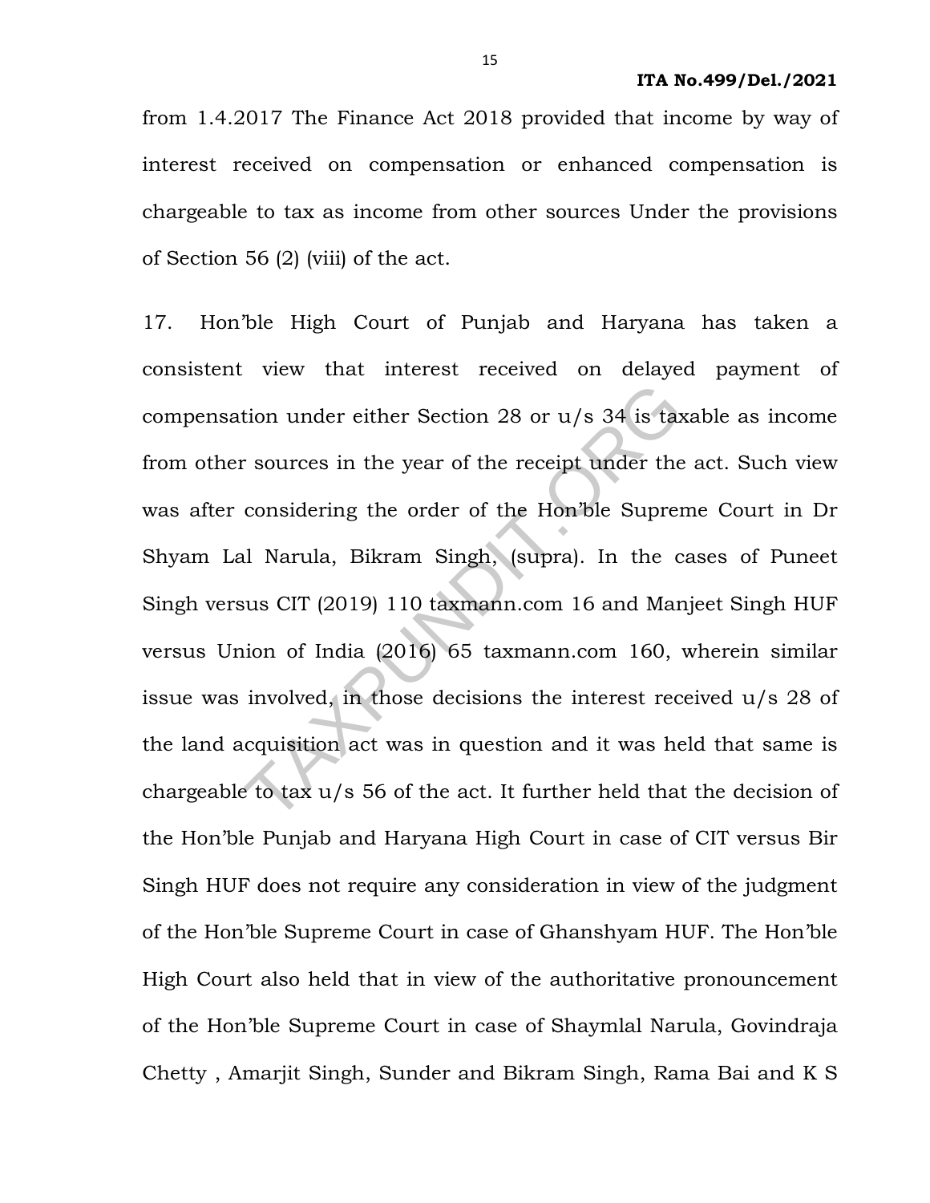from 1.4.2017 The Finance Act 2018 provided that income by way of interest received on compensation or enhanced compensation is chargeable to tax as income from other sources Under the provisions of Section 56 (2) (viii) of the act.

17. Hon'ble High Court of Punjab and Haryana has taken a consistent view that interest received on delayed payment of compensation under either Section 28 or u/s 34 is taxable as income from other sources in the year of the receipt under the act. Such view was after considering the order of the Hon'ble Supreme Court in Dr Shyam Lal Narula, Bikram Singh, (supra). In the cases of Puneet Singh versus CIT (2019) 110 taxmann.com 16 and Manjeet Singh HUF versus Union of India (2016) 65 taxmann.com 160, wherein similar issue was involved, in those decisions the interest received u/s 28 of the land acquisition act was in question and it was held that same is chargeable to tax u/s 56 of the act. It further held that the decision of the Hon'ble Punjab and Haryana High Court in case of CIT versus Bir Singh HUF does not require any consideration in view of the judgment of the Hon'ble Supreme Court in case of Ghanshyam HUF. The Hon'ble High Court also held that in view of the authoritative pronouncement of the Hon'ble Supreme Court in case of Shaymlal Narula, Govindraja Chetty , Amarjit Singh, Sunder and Bikram Singh, Rama Bai and K S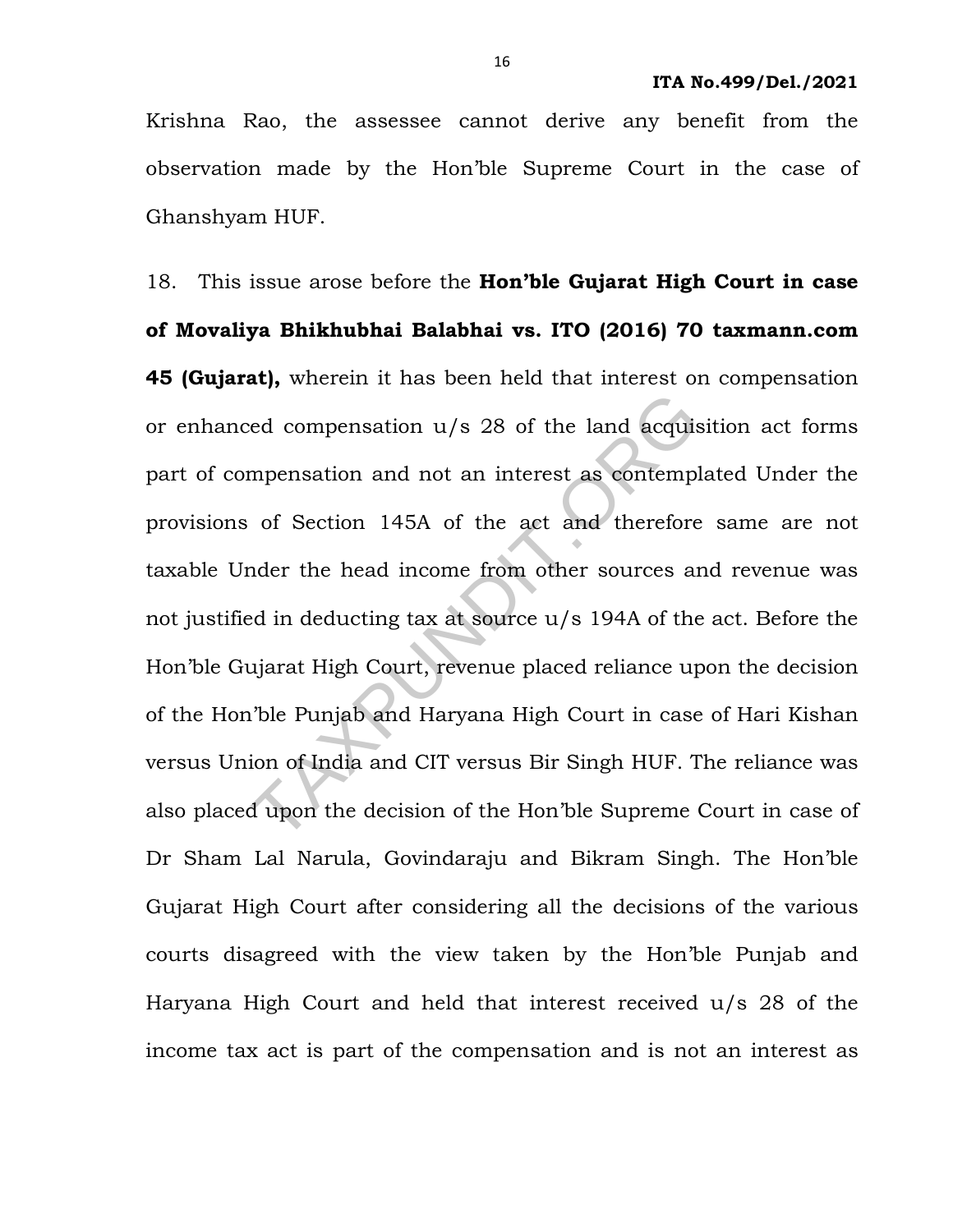Krishna Rao, the assessee cannot derive any benefit from the observation made by the Hon'ble Supreme Court in the case of Ghanshyam HUF.

18. This issue arose before the **Hon'ble Gujarat High Court in case of Movaliya Bhikhubhai Balabhai vs. ITO (2016) 70 taxmann.com 45 (Gujarat),** wherein it has been held that interest on compensation or enhanced compensation u/s 28 of the land acquisition act forms part of compensation and not an interest as contemplated Under the provisions of Section 145A of the act and therefore same are not taxable Under the head income from other sources and revenue was not justified in deducting tax at source u/s 194A of the act. Before the Hon'ble Gujarat High Court, revenue placed reliance upon the decision of the Hon'ble Punjab and Haryana High Court in case of Hari Kishan versus Union of India and CIT versus Bir Singh HUF. The reliance was also placed upon the decision of the Hon'ble Supreme Court in case of Dr Sham Lal Narula, Govindaraju and Bikram Singh. The Hon'ble Gujarat High Court after considering all the decisions of the various courts disagreed with the view taken by the Hon'ble Punjab and Haryana High Court and held that interest received u/s 28 of the income tax act is part of the compensation and is not an interest as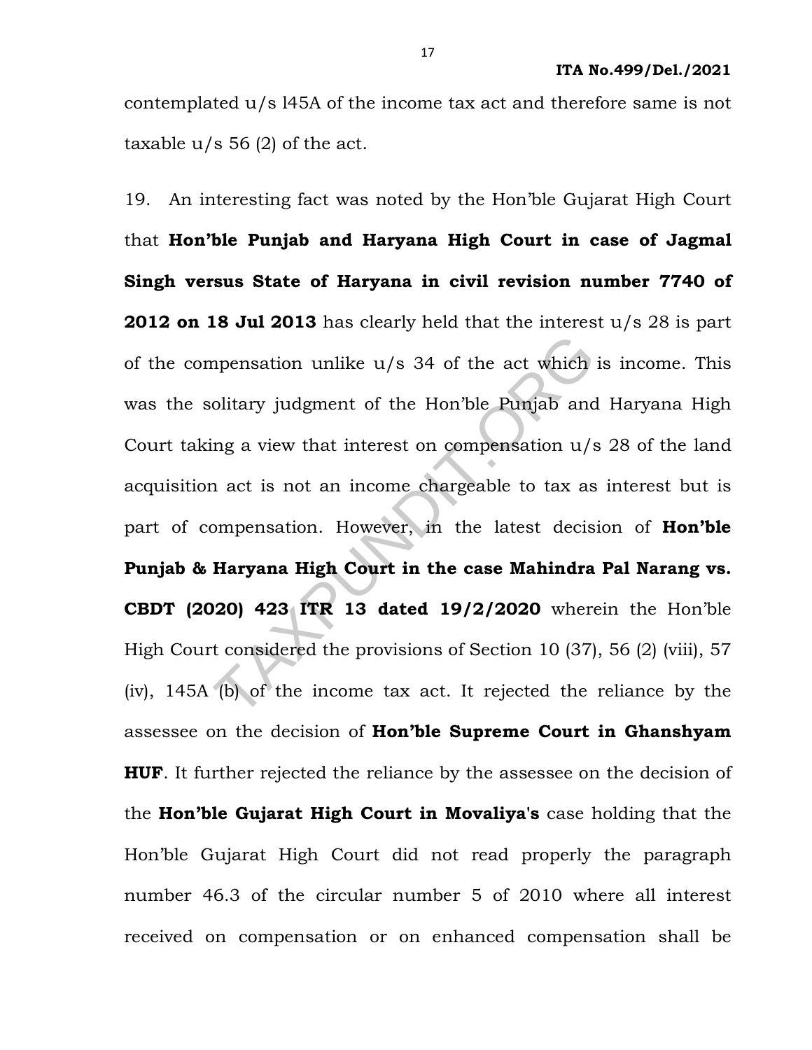contemplated u/s l45A of the income tax act and therefore same is not taxable u/s 56 (2) of the act.

19. An interesting fact was noted by the Hon'ble Gujarat High Court that **Hon'ble Punjab and Haryana High Court in case of Jagmal Singh versus State of Haryana in civil revision number 7740 of 2012 on 18 Jul 2013** has clearly held that the interest u/s 28 is part of the compensation unlike u/s 34 of the act which is income. This was the solitary judgment of the Hon'ble Punjab and Haryana High Court taking a view that interest on compensation u/s 28 of the land acquisition act is not an income chargeable to tax as interest but is part of compensation. However, in the latest decision of **Hon'ble Punjab & Haryana High Court in the case Mahindra Pal Narang vs. CBDT (2020) 423 ITR 13 dated 19/2/2020** wherein the Hon'ble High Court considered the provisions of Section 10 (37), 56 (2) (viii), 57 (iv), 145A (b) of the income tax act. It rejected the reliance by the assessee on the decision of **Hon'ble Supreme Court in Ghanshyam HUF**. It further rejected the reliance by the assessee on the decision of the **Hon'ble Gujarat High Court in Movaliya's** case holding that the Hon'ble Gujarat High Court did not read properly the paragraph number 46.3 of the circular number 5 of 2010 where all interest received on compensation or on enhanced compensation shall be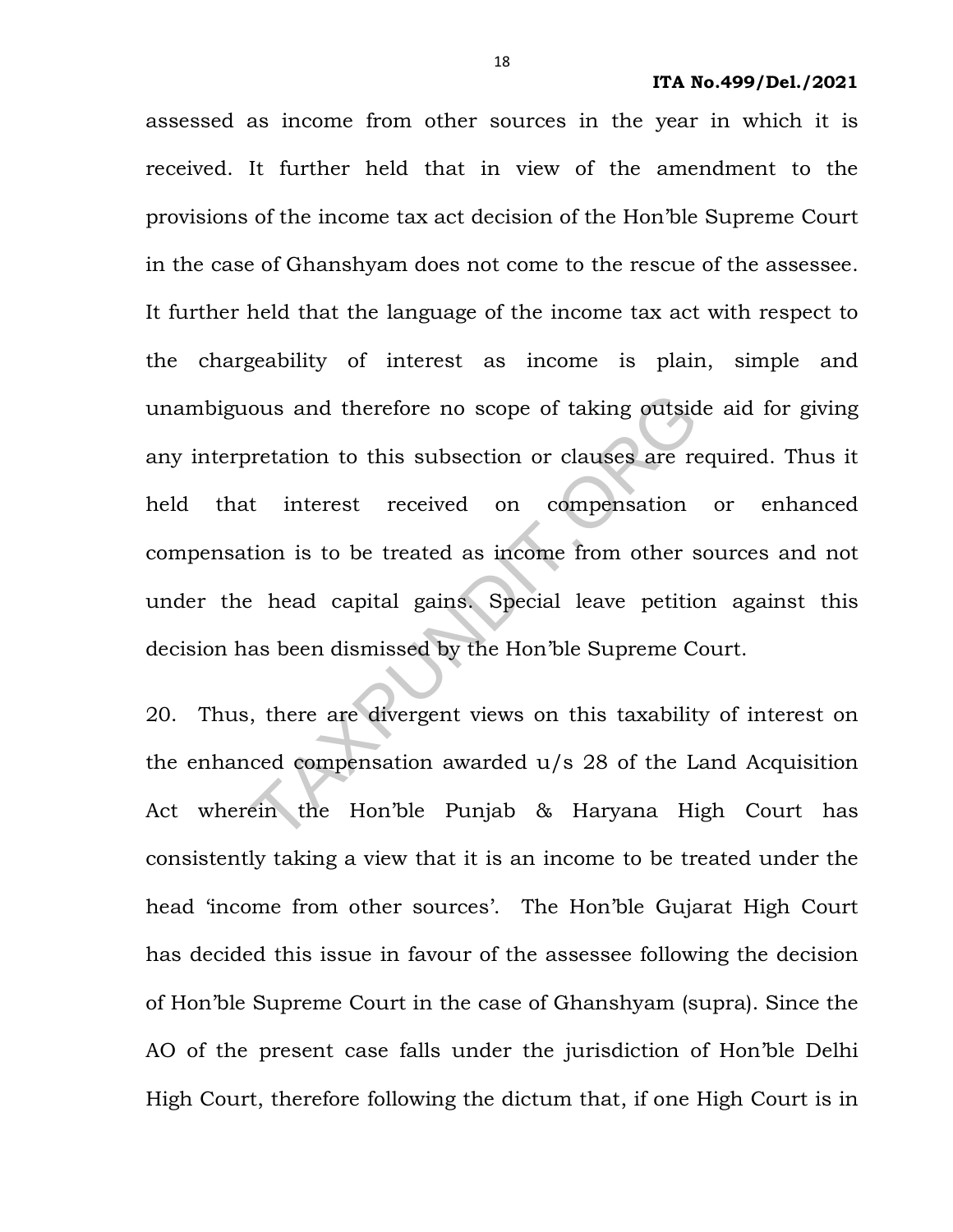assessed as income from other sources in the year in which it is received. It further held that in view of the amendment to the provisions of the income tax act decision of the Hon'ble Supreme Court in the case of Ghanshyam does not come to the rescue of the assessee. It further held that the language of the income tax act with respect to the chargeability of interest as income is plain, simple and unambiguous and therefore no scope of taking outside aid for giving any interpretation to this subsection or clauses are required. Thus it held that interest received on compensation or enhanced compensation is to be treated as income from other sources and not under the head capital gains. Special leave petition against this decision has been dismissed by the Hon'ble Supreme Court.

20. Thus, there are divergent views on this taxability of interest on the enhanced compensation awarded u/s 28 of the Land Acquisition Act wherein the Hon'ble Punjab & Haryana High Court has consistently taking a view that it is an income to be treated under the head 'income from other sources'. The Hon'ble Gujarat High Court has decided this issue in favour of the assessee following the decision of Hon'ble Supreme Court in the case of Ghanshyam (supra). Since the AO of the present case falls under the jurisdiction of Hon'ble Delhi High Court, therefore following the dictum that, if one High Court is in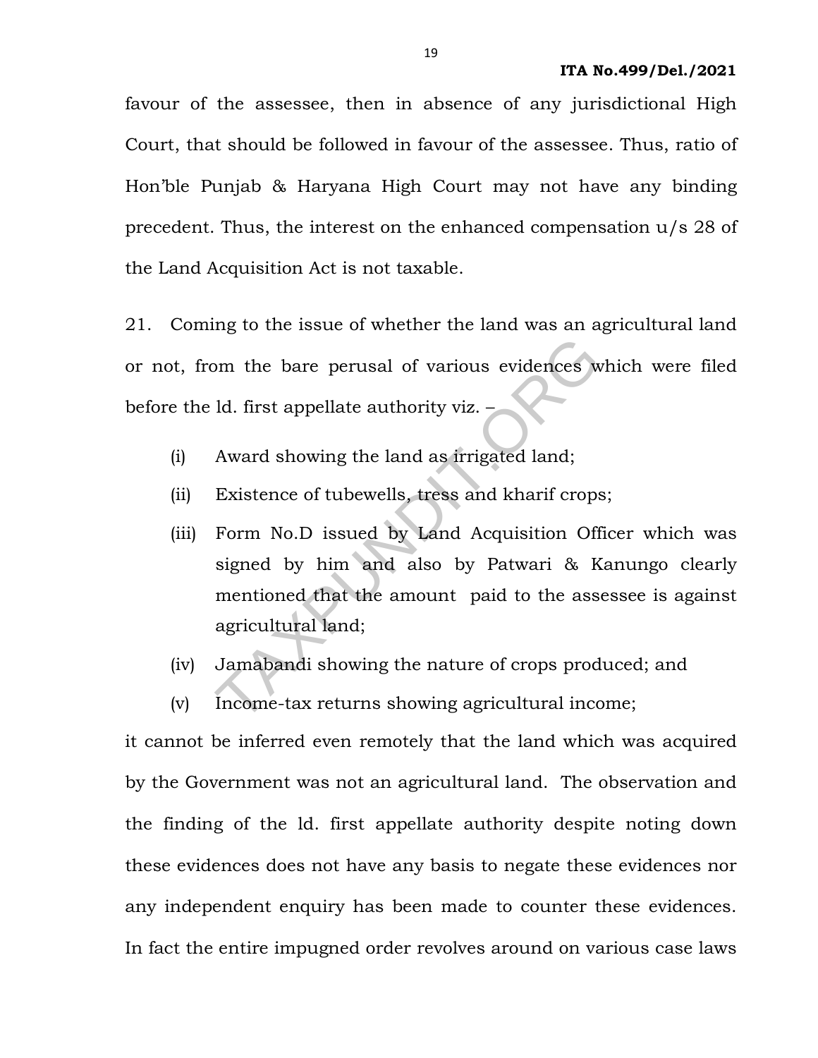favour of the assessee, then in absence of any jurisdictional High Court, that should be followed in favour of the assessee. Thus, ratio of Hon'ble Punjab & Haryana High Court may not have any binding precedent. Thus, the interest on the enhanced compensation u/s 28 of the Land Acquisition Act is not taxable.

21. Coming to the issue of whether the land was an agricultural land or not, from the bare perusal of various evidences which were filed before the ld. first appellate authority viz. –

(i) Award showing the land as irrigated land;

(ii) Existence of tubewells, tress and kharif crops;

(iii) Form No.D issued by Land Acquisition Officer which was signed by him and also by Patwari & Kanungo clearly mentioned that the amount paid to the assessee is against agricultural land;

(iv) Jamabandi showing the nature of crops produced; and

(v) Income-tax returns showing agricultural income;

it cannot be inferred even remotely that the land which was acquired by the Government was not an agricultural land. The observation and the finding of the ld. first appellate authority despite noting down these evidences does not have any basis to negate these evidences nor any independent enquiry has been made to counter these evidences. In fact the entire impugned order revolves around on various case laws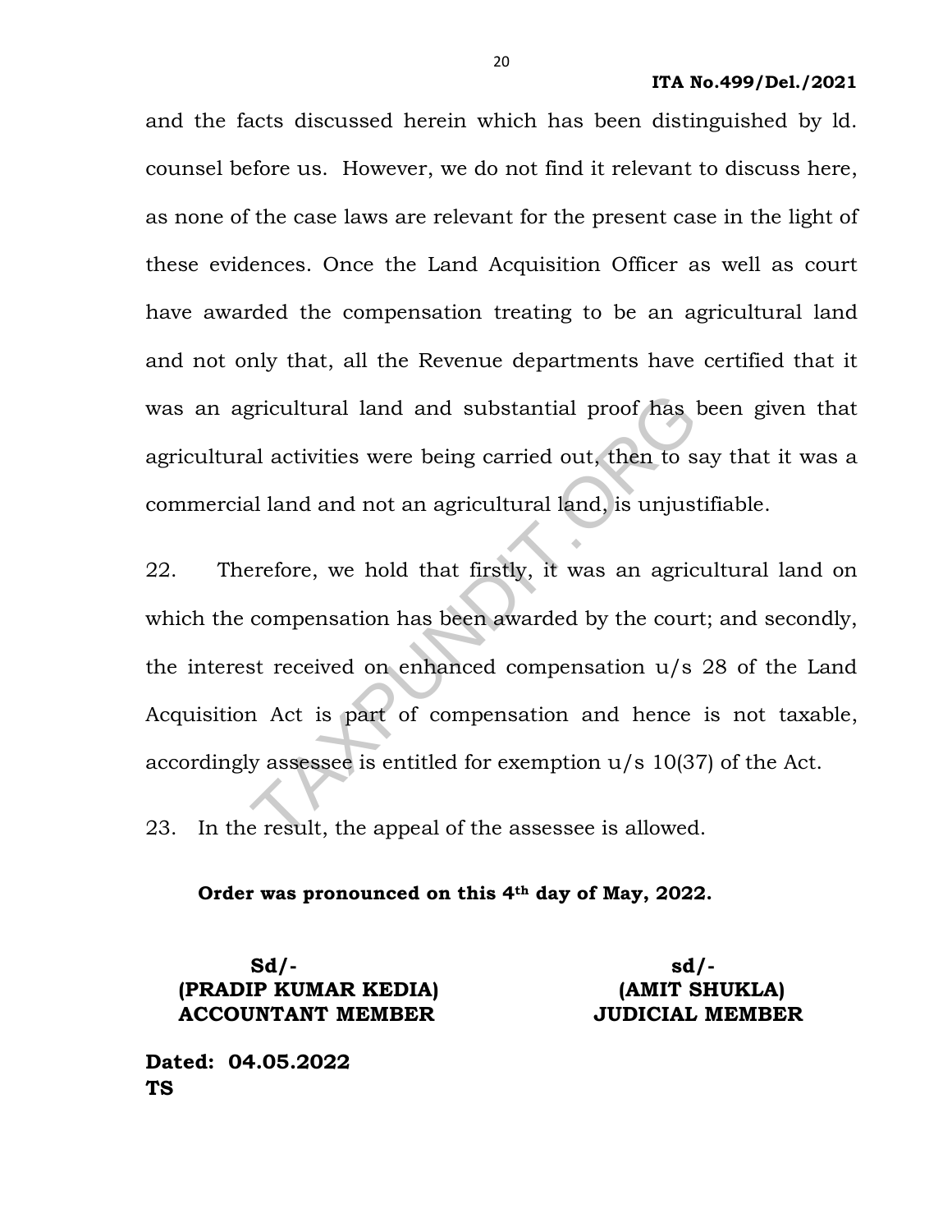and the facts discussed herein which has been distinguished by ld. counsel before us. However, we do not find it relevant to discuss here, as none of the case laws are relevant for the present case in the light of these evidences. Once the Land Acquisition Officer as well as court have awarded the compensation treating to be an agricultural land and not only that, all the Revenue departments have certified that it was an agricultural land and substantial proof has been given that agricultural activities were being carried out, then to say that it was a commercial land and not an agricultural land, is unjustifiable.

22. Therefore, we hold that firstly, it was an agricultural land on which the compensation has been awarded by the court; and secondly, the interest received on enhanced compensation u/s 28 of the Land Acquisition Act is part of compensation and hence is not taxable, accordingly assessee is entitled for exemption u/s 10(37) of the Act.

23. In the result, the appeal of the assessee is allowed.

**Order was pronounced on this 4th day of May, 2022.**

| **Sd/-** | **sd/-** |
|---|---|
| **(PRADIP KUMAR KEDIA)** | **(AMIT SHUKLA)** |
| **ACCOUNTANT MEMBER** | **JUDICIAL MEMBER** |

**Dated: 04.05.2022**
**TS**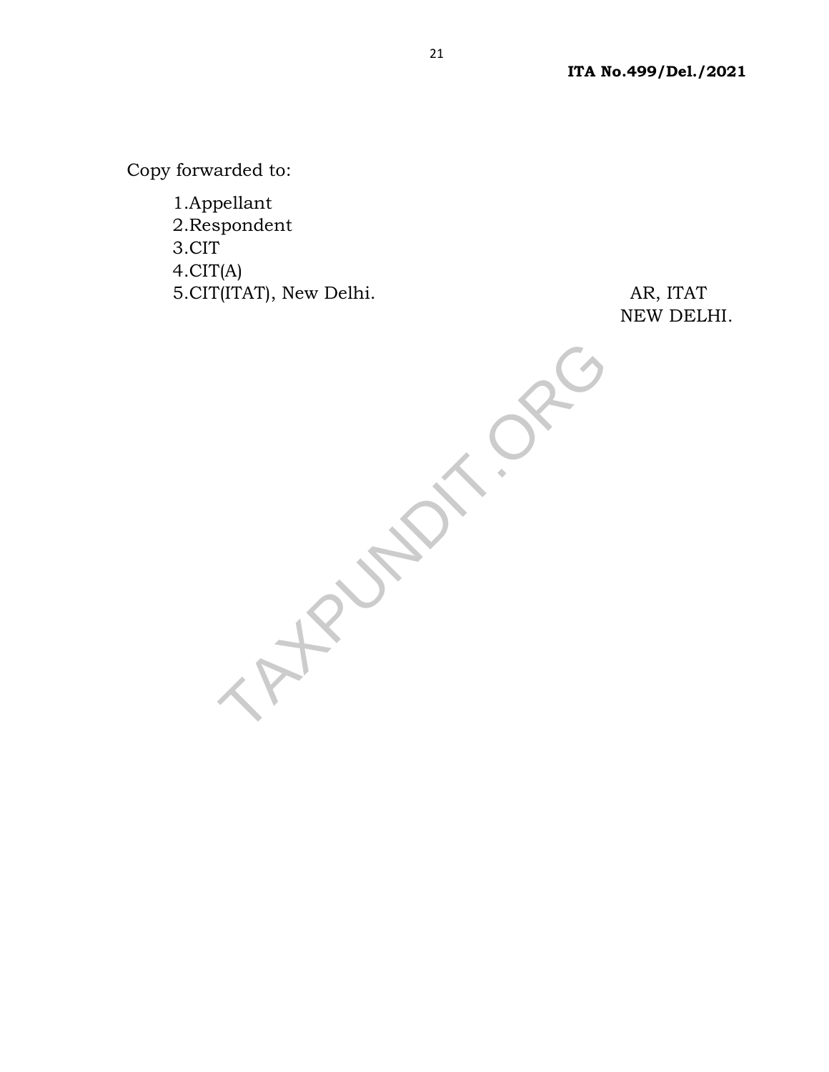Copy forwarded to:

1.Appellant
2.Respondent
3.CIT
4.CIT(A)
5.CIT(ITAT), New Delhi.

AR, ITAT
NEW DELHI.